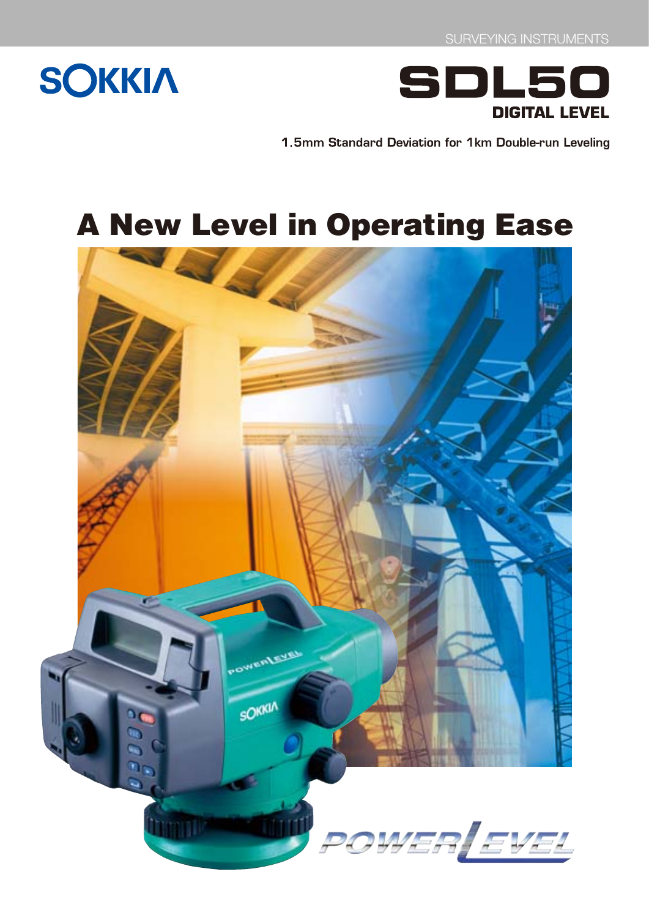SURVEYING INSTRUMENTS

SOKKIA

# SDL50

## DIGITAL LEVEL

1.5mm Standard Deviation for 1km Double-run Leveling

# A New Level in Operating Ease

POWERLEVEL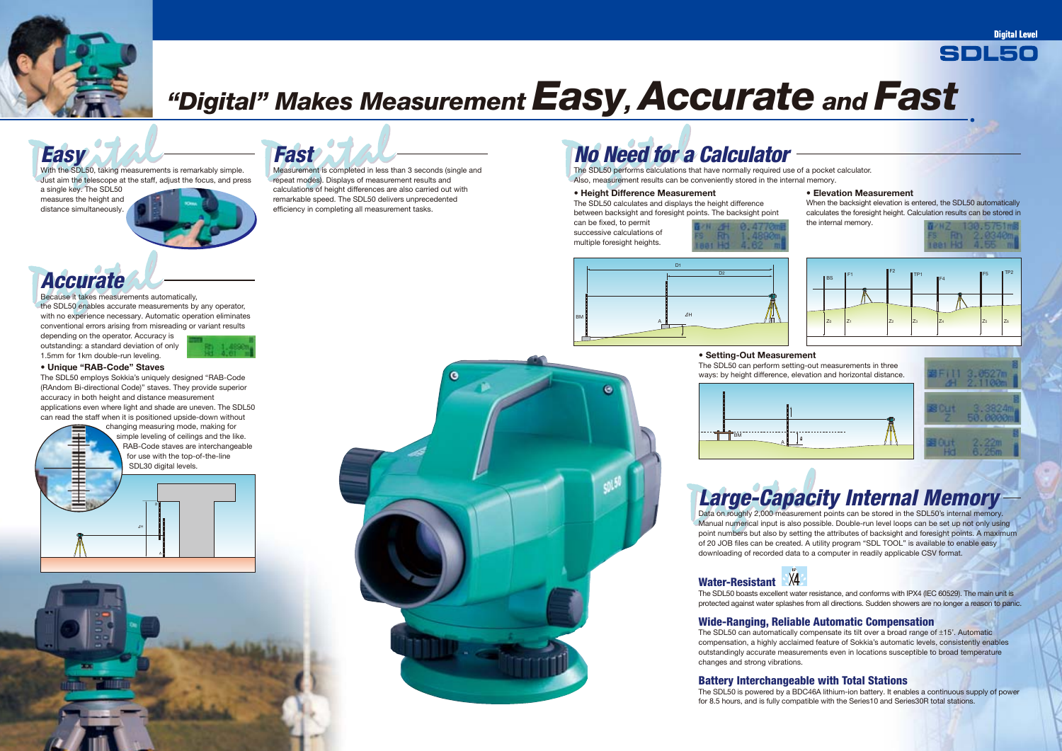Digital Level

SDL50

# "Digital" Makes Measurement *Easy*, *Accurate* and *Fast*

## *Easy*

With the SDL50, taking measurements is remarkably simple. Just aim the telescope at the staff, adjust the focus, and press a single key. The SDL50 measures the height and distance simultaneously.

## *Accurate*

Because it takes measurements automatically, the SDL50 enables accurate measurements by any operator, with no experience necessary. Automatic operation eliminates conventional errors arising from misreading or variant results depending on the operator. Accuracy is outstanding: a standard deviation of only 1.5mm for 1km double-run leveling.

**• Unique "RAB-Code" Staves**

The SDL50 employs Sokkia's uniquely designed "RAB-Code (RAndom Bi-directional Code)" staves. They provide superior accuracy in both height and distance measurement applications even where light and shade are uneven. The SDL50 can read the staff when it is positioned upside-down without changing measuring mode, making for simple leveling of ceilings and the like. RAB-Code staves are interchangeable for use with the top-of-the-line SDL30 digital levels.

## *Fast*

Measurement is completed in less than 3 seconds (single and repeat modes). Displays of measurement results and calculations of height differences are also carried out with remarkable speed. The SDL50 delivers unprecedented efficiency in completing all measurement tasks.

## *No Need for a Calculator*

The SDL50 performs calculations that have normally required use of a pocket calculator. Also, measurement results can be conveniently stored in the internal memory.

**• Height Difference Measurement**

The SDL50 calculates and displays the height difference between backsight and foresight points. The backsight point can be fixed, to permit successive calculations of multiple foresight heights.

**• Elevation Measurement**

When the backsight elevation is entered, the SDL50 automatically calculates the foresight height. Calculation results can be stored in the internal memory.

**• Setting-Out Measurement**

The SDL50 can perform setting-out measurements in three ways: by height difference, elevation and horizontal distance.

## *Large-Capacity Internal Memory*

Data on roughly 2,000 measurement points can be stored in the SDL50's internal memory. Manual numerical input is also possible. Double-run level loops can be set up not only using point numbers but also by setting the attributes of backsight and foresight points. A maximum of 20 JOB files can be created. A utility program "SDL TOOL" is available to enable easy downloading of recorded data to a computer in readily applicable CSV format.

### Water-Resistant

The SDL50 boasts excellent water resistance, and conforms with IPX4 (IEC 60529). The main unit is protected against water splashes from all directions. Sudden showers are no longer a reason to panic.

### Wide-Ranging, Reliable Automatic Compensation

The SDL50 can automatically compensate its tilt over a broad range of ±15'. Automatic compensation, a highly acclaimed feature of Sokkia's automatic levels, consistently enables outstandingly accurate measurements even in locations susceptible to broad temperature changes and strong vibrations.

### Battery Interchangeable with Total Stations

The SDL50 is powered by a BDC46A lithium-ion battery. It enables a continuous supply of power for 8.5 hours, and is fully compatible with the Series10 and Series30R total stations.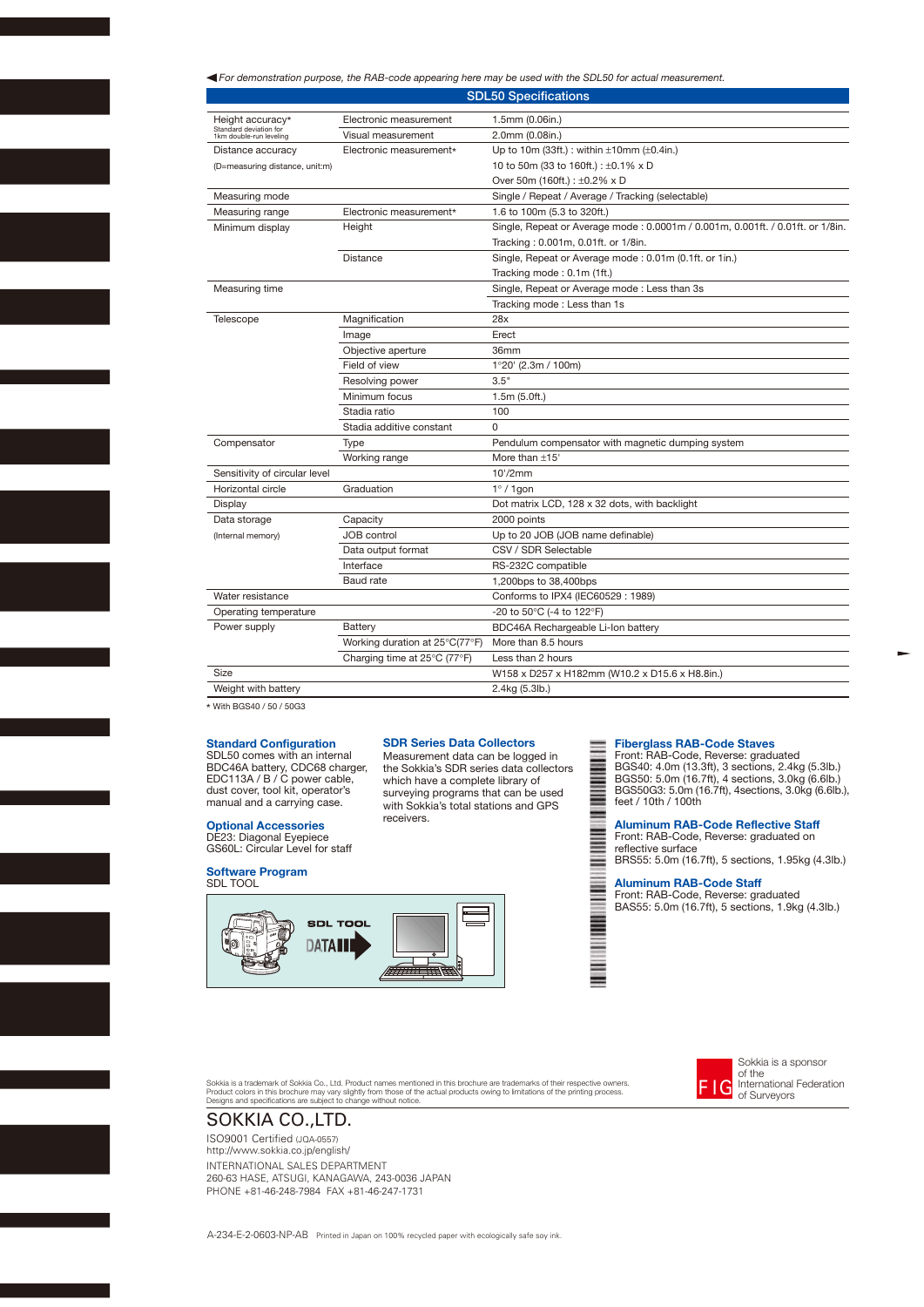◀ *For demonstration purpose, the RAB-code appearing here may be used with the SDL50 for actual measurement.*

## SDL50 Specifications

| | | |
|---|---|---|
| Height accuracy* Standard deviation for 1km double-run leveling | Electronic measurement | 1.5mm (0.06in.) |
| | Visual measurement | 2.0mm (0.08in.) |
| Distance accuracy (D=measuring distance, unit:m) | Electronic measurement* | Up to 10m (33ft.) : within ±10mm (±0.4in.) |
| | | 10 to 50m (33 to 160ft.) : ±0.1% x D |
| | | Over 50m (160ft.) : ±0.2% x D |
| Measuring mode | | Single / Repeat / Average / Tracking (selectable) |
| Measuring range | Electronic measurement* | 1.6 to 100m (5.3 to 320ft.) |
| Minimum display | Height | Single, Repeat or Average mode : 0.0001m / 0.001m, 0.001ft. / 0.01ft. or 1/8in. |
| | | Tracking : 0.001m, 0.01ft. or 1/8in. |
| | Distance | Single, Repeat or Average mode : 0.01m (0.1ft. or 1in.) |
| | | Tracking mode : 0.1m (1ft.) |
| Measuring time | | Single, Repeat or Average mode : Less than 3s |
| | | Tracking mode : Less than 1s |
| Telescope | Magnification | 28x |
| | Image | Erect |
| | Objective aperture | 36mm |
| | Field of view | 1°20' (2.3m / 100m) |
| | Resolving power | 3.5" |
| | Minimum focus | 1.5m (5.0ft.) |
| | Stadia ratio | 100 |
| | Stadia additive constant | 0 |
| Compensator | Type | Pendulum compensator with magnetic dumping system |
| | Working range | More than ±15' |
| Sensitivity of circular level | | 10'/2mm |
| Horizontal circle | Graduation | 1° / 1gon |
| Display | | Dot matrix LCD, 128 x 32 dots, with backlight |
| Data storage (Internal memory) | Capacity | 2000 points |
| | JOB control | Up to 20 JOB (JOB name definable) |
| | Data output format | CSV / SDR Selectable |
| | Interface | RS-232C compatible |
| | Baud rate | 1,200bps to 38,400bps |
| Water resistance | | Conforms to IPX4 (IEC60529 : 1989) |
| Operating temperature | | -20 to 50°C (-4 to 122°F) |
| Power supply | Battery | BDC46A Rechargeable Li-Ion battery |
| | Working duration at 25°C(77°F) | More than 8.5 hours |
| | Charging time at 25°C (77°F) | Less than 2 hours |
| Size | | W158 x D257 x H182mm (W10.2 x D15.6 x H8.8in.) |
| Weight with battery | | 2.4kg (5.3lb.) |

* With BGS40 / 50 / 50G3

### Standard Configuration
SDL50 comes with an internal BDC46A battery, CDC68 charger, EDC113A / B / C power cable, dust cover, tool kit, operator's manual and a carrying case.

### Optional Accessories
DE23: Diagonal Eyepiece
GS60L: Circular Level for staff

### Software Program
SDL TOOL

SDL TOOL
DATA

### SDR Series Data Collectors
Measurement data can be logged in the Sokkia's SDR series data collectors which have a complete library of surveying programs that can be used with Sokkia's total stations and GPS receivers.

### Fiberglass RAB-Code Staves
Front: RAB-Code, Reverse: graduated
BGS40: 4.0m (13.3ft), 3 sections, 2.4kg (5.3lb.)
BGS50: 5.0m (16.7ft), 4 sections, 3.0kg (6.6lb.)
BGS50G3: 5.0m (16.7ft), 4sections, 3.0kg (6.6lb.), feet / 10th / 100th

### Aluminum RAB-Code Reflective Staff
Front: RAB-Code, Reverse: graduated on reflective surface
BRS55: 5.0m (16.7ft), 5 sections, 1.95kg (4.3lb.)

### Aluminum RAB-Code Staff
Front: RAB-Code, Reverse: graduated
BAS55: 5.0m (16.7ft), 5 sections, 1.9kg (4.3lb.)

Sokkia is a trademark of Sokkia Co., Ltd. Product names mentioned in this brochure are trademarks of their respective owners.
Product colors in this brochure may vary slightly from those of the actual products owing to limitations of the printing process.
Designs and specifications are subject to change without notice.

FIG Sokkia is a sponsor of the International Federation of Surveyors

## SOKKIA CO.,LTD.

ISO9001 Certified (JQA-0557)
http://www.sokkia.co.jp/english/

INTERNATIONAL SALES DEPARTMENT
260-63 HASE, ATSUGI, KANAGAWA, 243-0036 JAPAN
PHONE +81-46-248-7984 FAX +81-46-247-1731

A-234-E-2-0603-NP-AB Printed in Japan on 100% recycled paper with ecologically safe soy ink.